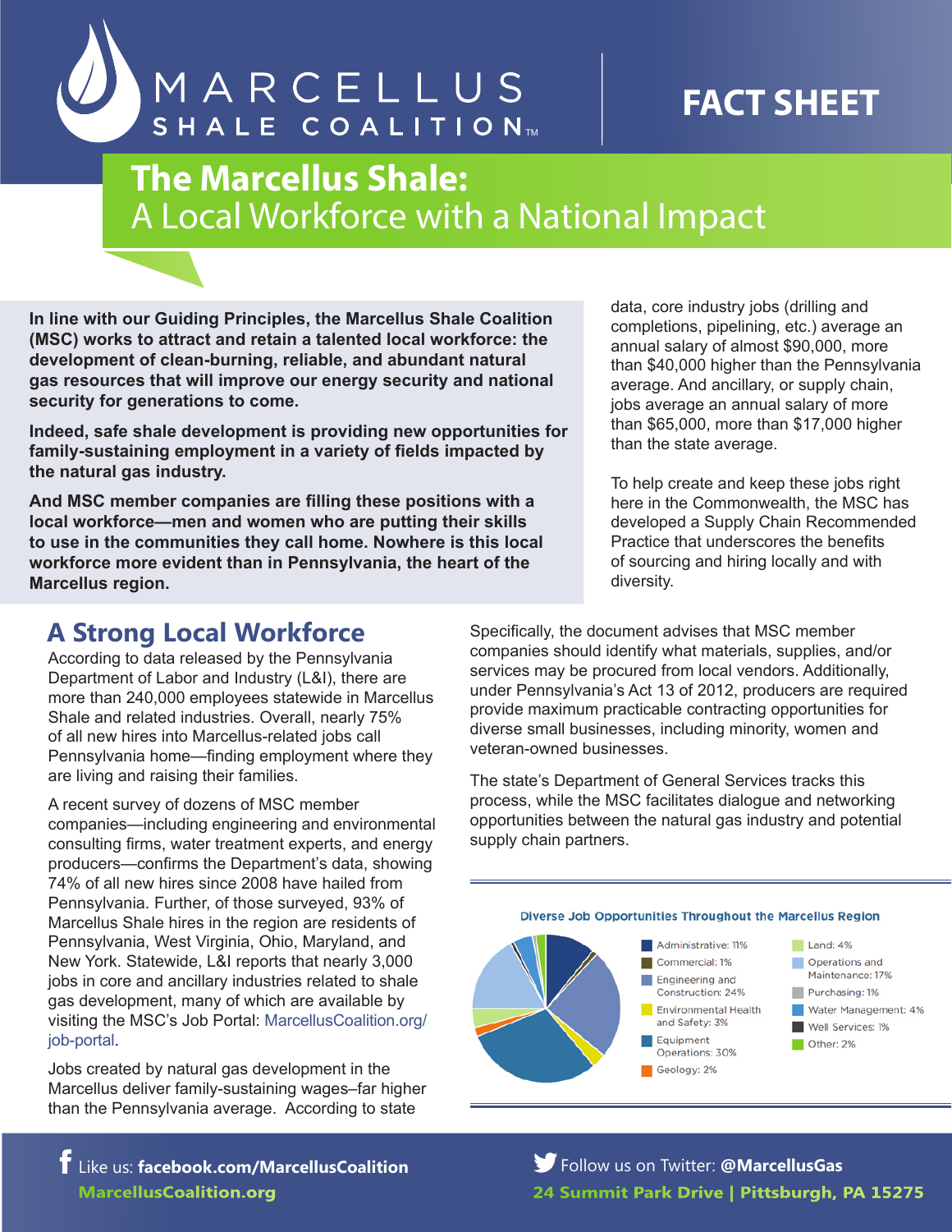# The Marcellus Shale: A Local Workforce with a National Impact

**FACT SHEET**

**In line with our Guiding Principles, the Marcellus Shale Coalition (MSC) works to attract and retain a talented local workforce: the development of clean-burning, reliable, and abundant natural gas resources that will improve our energy security and national security for generations to come.**

**Indeed, safe shale development is providing new opportunities for family-sustaining employment in a variety of fields impacted by the natural gas industry.**

**And MSC member companies are filling these positions with a local workforce—men and women who are putting their skills to use in the communities they call home. Nowhere is this local workforce more evident than in Pennsylvania, the heart of the Marcellus region.**

## A Strong Local Workforce

According to data released by the Pennsylvania Department of Labor and Industry (L&I), there are more than 240,000 employees statewide in Marcellus Shale and related industries. Overall, nearly 75% of all new hires into Marcellus-related jobs call Pennsylvania home—finding employment where they are living and raising their families.

A recent survey of dozens of MSC member companies—including engineering and environmental consulting firms, water treatment experts, and energy producers—confirms the Department's data, showing 74% of all new hires since 2008 have hailed from Pennsylvania. Further, of those surveyed, 93% of Marcellus Shale hires in the region are residents of Pennsylvania, West Virginia, Ohio, Maryland, and New York. Statewide, L&I reports that nearly 3,000 jobs in core and ancillary industries related to shale gas development, many of which are available by visiting the MSC's Job Portal: MarcellusCoalition.org/job-portal.

Jobs created by natural gas development in the Marcellus deliver family-sustaining wages–far higher than the Pennsylvania average. According to state data, core industry jobs (drilling and completions, pipelining, etc.) average an annual salary of almost $90,000, more than $40,000 higher than the Pennsylvania average. And ancillary, or supply chain, jobs average an annual salary of more than $65,000, more than $17,000 higher than the state average.

To help create and keep these jobs right here in the Commonwealth, the MSC has developed a Supply Chain Recommended Practice that underscores the benefits of sourcing and hiring locally and with diversity.

Specifically, the document advises that MSC member companies should identify what materials, supplies, and/or services may be procured from local vendors. Additionally, under Pennsylvania's Act 13 of 2012, producers are required provide maximum practicable contracting opportunities for diverse small businesses, including minority, women and veteran-owned businesses.

The state's Department of General Services tracks this process, while the MSC facilitates dialogue and networking opportunities between the natural gas industry and potential supply chain partners.

**Diverse Job Opportunities Throughout the Marcellus Region**

| Category | Share |
|---|---|
| Administrative | 11% |
| Commercial | 1% |
| Engineering and Construction | 24% |
| Environmental Health and Safety | 3% |
| Equipment Operations | 30% |
| Geology | 2% |
| Land | 4% |
| Operations and Maintenance | 17% |
| Purchasing | 1% |
| Water Management | 4% |
| Well Services | 1% |
| Other | 2% |

Like us: **facebook.com/MarcellusCoalition**
**MarcellusCoalition.org**
Follow us on Twitter: **@MarcellusGas**
**24 Summit Park Drive | Pittsburgh, PA 15275**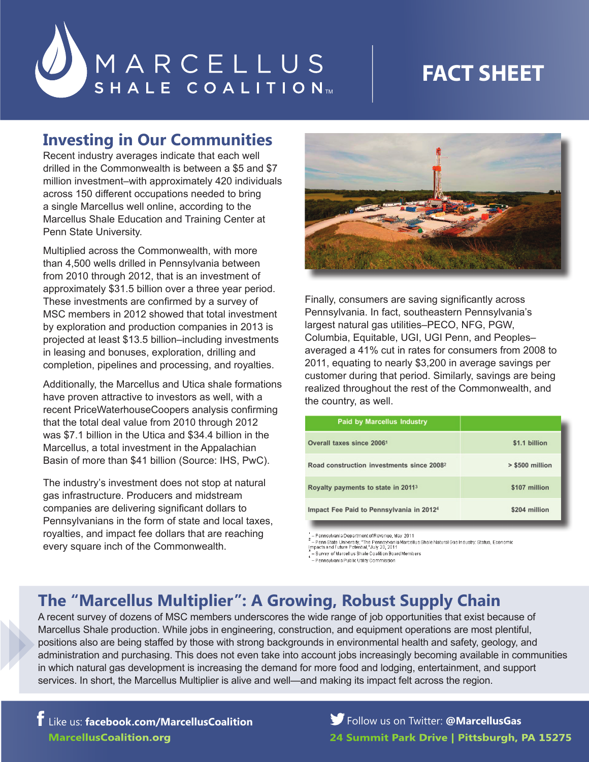# MARCELLUS SHALE COALITION

# FACT SHEET

## Investing in Our Communities

Recent industry averages indicate that each well drilled in the Commonwealth is between a $5 and $7 million investment–with approximately 420 individuals across 150 different occupations needed to bring a single Marcellus well online, according to the Marcellus Shale Education and Training Center at Penn State University.

Multiplied across the Commonwealth, with more than 4,500 wells drilled in Pennsylvania between from 2010 through 2012, that is an investment of approximately $31.5 billion over a three year period. These investments are confirmed by a survey of MSC members in 2012 showed that total investment by exploration and production companies in 2013 is projected at least $13.5 billion–including investments in leasing and bonuses, exploration, drilling and completion, pipelines and processing, and royalties.

Additionally, the Marcellus and Utica shale formations have proven attractive to investors as well, with a recent PriceWaterhouseCoopers analysis confirming that the total deal value from 2010 through 2012 was $7.1 billion in the Utica and $34.4 billion in the Marcellus, a total investment in the Appalachian Basin of more than $41 billion (Source: IHS, PwC).

The industry's investment does not stop at natural gas infrastructure. Producers and midstream companies are delivering significant dollars to Pennsylvanians in the form of state and local taxes, royalties, and impact fee dollars that are reaching every square inch of the Commonwealth.

Finally, consumers are saving significantly across Pennsylvania. In fact, southeastern Pennsylvania's largest natural gas utilities–PECO, NFG, PGW, Columbia, Equitable, UGI, UGI Penn, and Peoples–averaged a 41% cut in rates for consumers from 2008 to 2011, equating to nearly $3,200 in average savings per customer during that period. Similarly, savings are being realized throughout the rest of the Commonwealth, and the country, as well.

| Paid by Marcellus Industry | |
|---|---|
| Overall taxes since 2006[1] | $1.1 billion |
| Road construction investments since 2008[2] | > $500 million |
| Royalty payments to state in 2011[3] | $107 million |
| Impact Fee Paid to Pennsylvania in 2012[4] | $204 million |

[1] – Pennsylvania Department of Revenue, May 2011
[2] – Penn State University, "The Pennsylvania Marcellus Shale Natural Gas Industry: Status, Economic Impacts and Future Potential," July 20, 2011
[3] – Survey of Marcellus Shale Coalition Board Members
[4] – Pennsylvania Public Utility Commission

## The "Marcellus Multiplier": A Growing, Robust Supply Chain

A recent survey of dozens of MSC members underscores the wide range of job opportunities that exist because of Marcellus Shale production. While jobs in engineering, construction, and equipment operations are most plentiful, positions also are being staffed by those with strong backgrounds in environmental health and safety, geology, and administration and purchasing. This does not even take into account jobs increasingly becoming available in communities in which natural gas development is increasing the demand for more food and lodging, entertainment, and support services. In short, the Marcellus Multiplier is alive and well—and making its impact felt across the region.

Like us: **facebook.com/MarcellusCoalition**
**MarcellusCoalition.org**

Follow us on Twitter: **@MarcellusGas**
**24 Summit Park Drive | Pittsburgh, PA 15275**